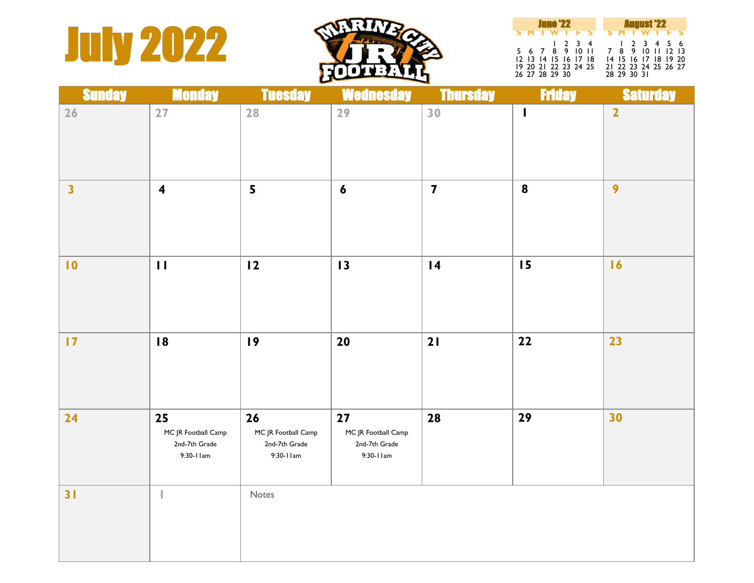# July 2022

MARINE CITY JR FOOTBALL

**June '22**

| S | M | T | W | T | F | S |
|---|---|---|---|---|---|---|
| | | | 1 | 2 | 3 | 4 |
| 5 | 6 | 7 | 8 | 9 | 10 | 11 |
| 12 | 13 | 14 | 15 | 16 | 17 | 18 |
| 19 | 20 | 21 | 22 | 23 | 24 | 25 |
| 26 | 27 | 28 | 29 | 30 | | |

**August '22**

| S | M | T | W | T | F | S |
|---|---|---|---|---|---|---|
| | 1 | 2 | 3 | 4 | 5 | 6 |
| 7 | 8 | 9 | 10 | 11 | 12 | 13 |
| 14 | 15 | 16 | 17 | 18 | 19 | 20 |
| 21 | 22 | 23 | 24 | 25 | 26 | 27 |
| 28 | 29 | 30 | 31 | | | |

| Sunday | Monday | Tuesday | Wednesday | Thursday | Friday | Saturday |
|---|---|---|---|---|---|---|
| 26 | 27 | 28 | 29 | 30 | 1 | 2 |
| 3 | 4 | 5 | 6 | 7 | 8 | 9 |
| 10 | 11 | 12 | 13 | 14 | 15 | 16 |
| 17 | 18 | 19 | 20 | 21 | 22 | 23 |
| 24 | 25 MC JR Football Camp 2nd-7th Grade 9:30-11am | 26 MC JR Football Camp 2nd-7th Grade 9:30-11am | 27 MC JR Football Camp 2nd-7th Grade 9:30-11am | 28 | 29 | 30 |
| 31 | 1 | Notes | | | | |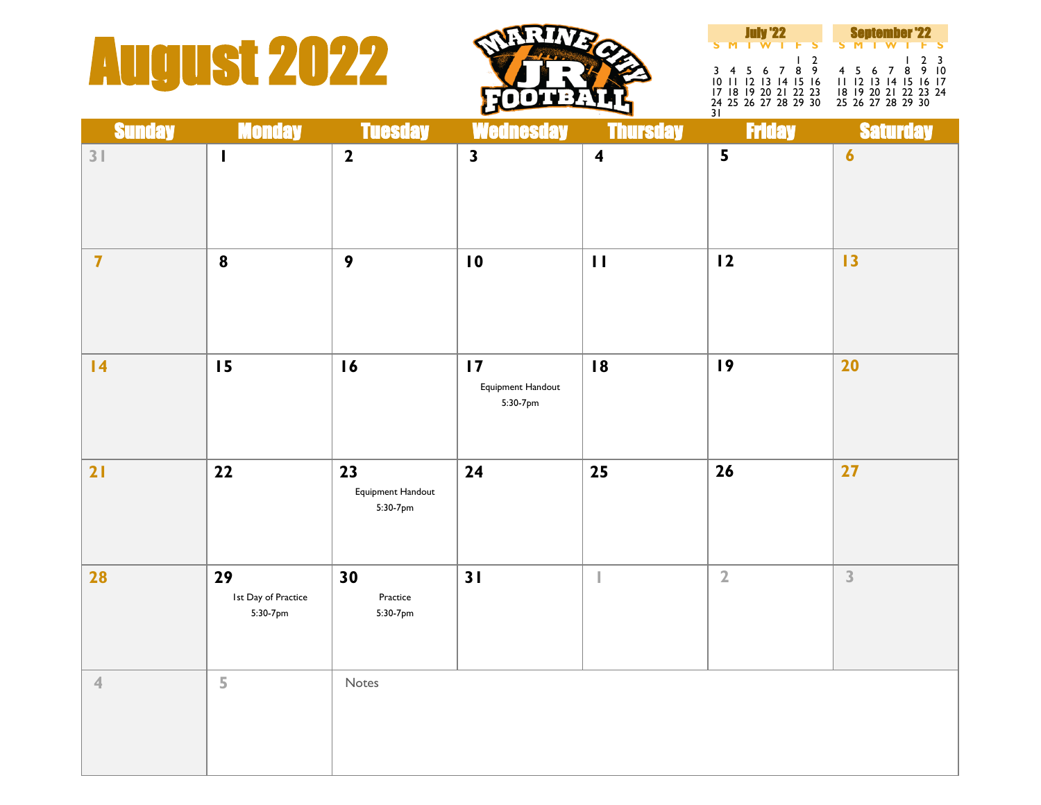# August 2022

MARINE CITY JR FOOTBALL

**July '22**

| S | M | T | W | T | F | S |
|---|---|---|---|---|---|---|
| | | | | | 1 | 2 |
| 3 | 4 | 5 | 6 | 7 | 8 | 9 |
| 10 | 11 | 12 | 13 | 14 | 15 | 16 |
| 17 | 18 | 19 | 20 | 21 | 22 | 23 |
| 24 | 25 | 26 | 27 | 28 | 29 | 30 |
| 31 | | | | | | |

**September '22**

| S | M | T | W | T | F | S |
|---|---|---|---|---|---|---|
| | | | | 1 | 2 | 3 |
| 4 | 5 | 6 | 7 | 8 | 9 | 10 |
| 11 | 12 | 13 | 14 | 15 | 16 | 17 |
| 18 | 19 | 20 | 21 | 22 | 23 | 24 |
| 25 | 26 | 27 | 28 | 29 | 30 | |

| Sunday | Monday | Tuesday | Wednesday | Thursday | Friday | Saturday |
|---|---|---|---|---|---|---|
| 31 | 1 | 2 | 3 | 4 | 5 | 6 |
| 7 | 8 | 9 | 10 | 11 | 12 | 13 |
| 14 | 15 | 16 | 17 Equipment Handout 5:30-7pm | 18 | 19 | 20 |
| 21 | 22 | 23 Equipment Handout 5:30-7pm | 24 | 25 | 26 | 27 |
| 28 | 29 1st Day of Practice 5:30-7pm | 30 Practice 5:30-7pm | 31 | 1 | 2 | 3 |
| 4 | 5 | Notes | | | | |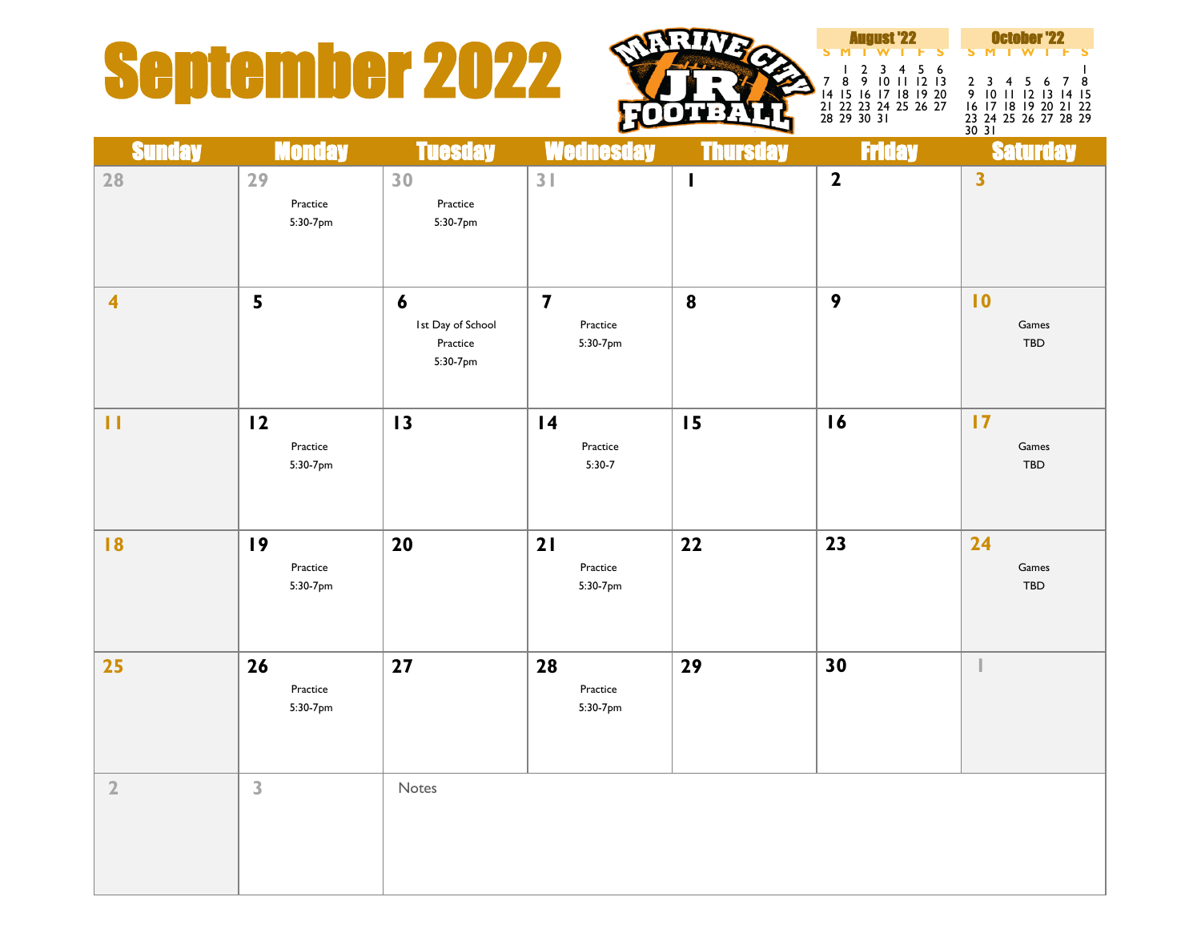# September 2022

MARINE CITY JR FOOTBALL

**August '22**

| S | M | T | W | T | F | S |
|---|---|---|---|---|---|---|
| | 1 | 2 | 3 | 4 | 5 | 6 |
| 7 | 8 | 9 | 10 | 11 | 12 | 13 |
| 14 | 15 | 16 | 17 | 18 | 19 | 20 |
| 21 | 22 | 23 | 24 | 25 | 26 | 27 |
| 28 | 29 | 30 | 31 | | | |

**October '22**

| S | M | T | W | T | F | S |
|---|---|---|---|---|---|---|
| | | | | | | 1 |
| 2 | 3 | 4 | 5 | 6 | 7 | 8 |
| 9 | 10 | 11 | 12 | 13 | 14 | 15 |
| 16 | 17 | 18 | 19 | 20 | 21 | 22 |
| 23 | 24 | 25 | 26 | 27 | 28 | 29 |
| 30 | 31 | | | | | |

| Sunday | Monday | Tuesday | Wednesday | Thursday | Friday | Saturday |
|---|---|---|---|---|---|---|
| 28 | 29<br>Practice<br>5:30-7pm | 30<br>Practice<br>5:30-7pm | 31 | 1 | 2 | 3 |
| 4 | 5 | 6<br>1st Day of School<br>Practice<br>5:30-7pm | 7<br>Practice<br>5:30-7pm | 8 | 9 | 10<br>Games<br>TBD |
| 11 | 12<br>Practice<br>5:30-7pm | 13 | 14<br>Practice<br>5:30-7 | 15 | 16 | 17<br>Games<br>TBD |
| 18 | 19<br>Practice<br>5:30-7pm | 20 | 21<br>Practice<br>5:30-7pm | 22 | 23 | 24<br>Games<br>TBD |
| 25 | 26<br>Practice<br>5:30-7pm | 27 | 28<br>Practice<br>5:30-7pm | 29 | 30 | 1 |
| 2 | 3 | Notes | | | | |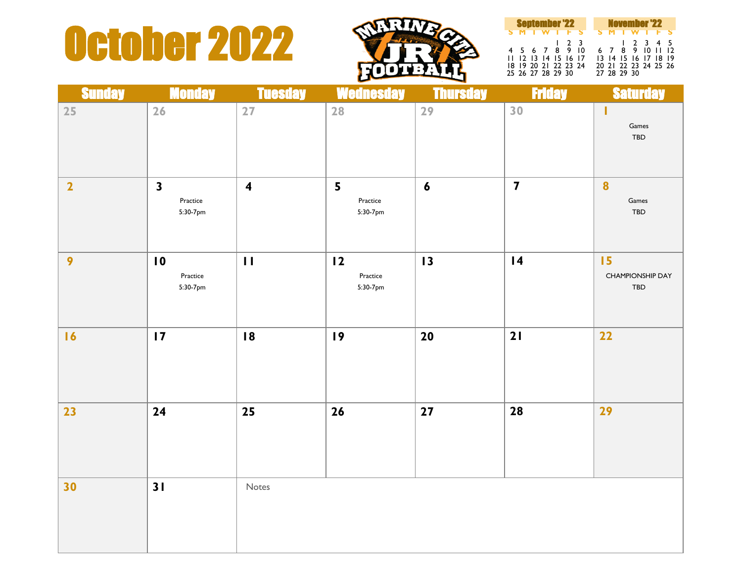# October 2022

MARINE CITY JR FOOTBALL

**September '22**

| S | M | T | W | T | F | S |
|---|---|---|---|---|---|---|
| | | | | 1 | 2 | 3 |
| 4 | 5 | 6 | 7 | 8 | 9 | 10 |
| 11 | 12 | 13 | 14 | 15 | 16 | 17 |
| 18 | 19 | 20 | 21 | 22 | 23 | 24 |
| 25 | 26 | 27 | 28 | 29 | 30 | |

**November '22**

| S | M | T | W | T | F | S |
|---|---|---|---|---|---|---|
| | | 1 | 2 | 3 | 4 | 5 |
| 6 | 7 | 8 | 9 | 10 | 11 | 12 |
| 13 | 14 | 15 | 16 | 17 | 18 | 19 |
| 20 | 21 | 22 | 23 | 24 | 25 | 26 |
| 27 | 28 | 29 | 30 | | | |

| Sunday | Monday | Tuesday | Wednesday | Thursday | Friday | Saturday |
|---|---|---|---|---|---|---|
| 25 | 26 | 27 | 28 | 29 | 30 | 1 Games TBD |
| 2 | 3 Practice 5:30-7pm | 4 | 5 Practice 5:30-7pm | 6 | 7 | 8 Games TBD |
| 9 | 10 Practice 5:30-7pm | 11 | 12 Practice 5:30-7pm | 13 | 14 | 15 CHAMPIONSHIP DAY TBD |
| 16 | 17 | 18 | 19 | 20 | 21 | 22 |
| 23 | 24 | 25 | 26 | 27 | 28 | 29 |
| 30 | 31 | Notes | | | | |